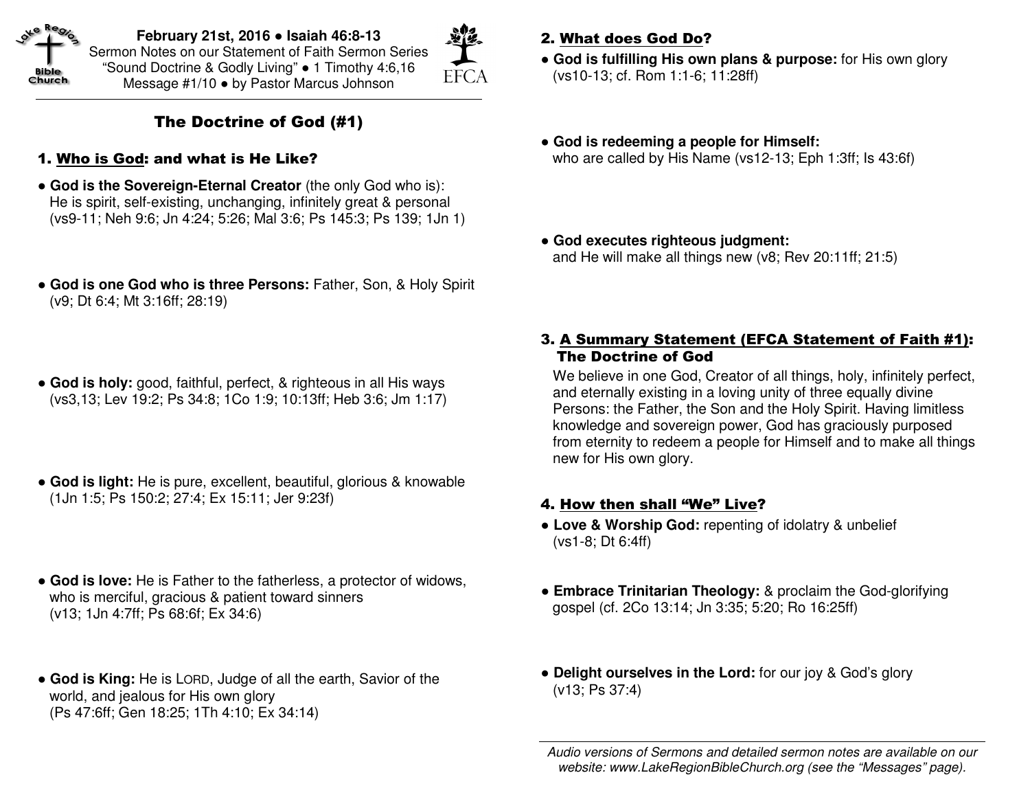**February 21st, 2016 • Isaiah 46:8-13**
Sermon Notes on our Statement of Faith Sermon Series
"Sound Doctrine & Godly Living" • 1 Timothy 4:6,16
Message #1/10 • by Pastor Marcus Johnson

# The Doctrine of God (#1)

## 1. Who is God: and what is He Like?

- **God is the Sovereign-Eternal Creator** (the only God who is): He is spirit, self-existing, unchanging, infinitely great & personal (vs9-11; Neh 9:6; Jn 4:24; 5:26; Mal 3:6; Ps 145:3; Ps 139; 1Jn 1)

- **God is one God who is three Persons:** Father, Son, & Holy Spirit (v9; Dt 6:4; Mt 3:16ff; 28:19)

- **God is holy:** good, faithful, perfect, & righteous in all His ways (vs3,13; Lev 19:2; Ps 34:8; 1Co 1:9; 10:13ff; Heb 3:6; Jm 1:17)

- **God is light:** He is pure, excellent, beautiful, glorious & knowable (1Jn 1:5; Ps 150:2; 27:4; Ex 15:11; Jer 9:23f)

- **God is love:** He is Father to the fatherless, a protector of widows, who is merciful, gracious & patient toward sinners (v13; 1Jn 4:7ff; Ps 68:6f; Ex 34:6)

- **God is King:** He is LORD, Judge of all the earth, Savior of the world, and jealous for His own glory (Ps 47:6ff; Gen 18:25; 1Th 4:10; Ex 34:14)

## 2. What does God Do?

- **God is fulfilling His own plans & purpose:** for His own glory (vs10-13; cf. Rom 1:1-6; 11:28ff)

- **God is redeeming a people for Himself:** who are called by His Name (vs12-13; Eph 1:3ff; Is 43:6f)

- **God executes righteous judgment:** and He will make all things new (v8; Rev 20:11ff; 21:5)

## 3. A Summary Statement (EFCA Statement of Faith #1): The Doctrine of God

We believe in one God, Creator of all things, holy, infinitely perfect, and eternally existing in a loving unity of three equally divine Persons: the Father, the Son and the Holy Spirit. Having limitless knowledge and sovereign power, God has graciously purposed from eternity to redeem a people for Himself and to make all things new for His own glory.

## 4. How then shall "We" Live?

- **Love & Worship God:** repenting of idolatry & unbelief (vs1-8; Dt 6:4ff)

- **Embrace Trinitarian Theology:** & proclaim the God-glorifying gospel (cf. 2Co 13:14; Jn 3:35; 5:20; Ro 16:25ff)

- **Delight ourselves in the Lord:** for our joy & God's glory (v13; Ps 37:4)

*Audio versions of Sermons and detailed sermon notes are available on our website: www.LakeRegionBibleChurch.org (see the "Messages" page).*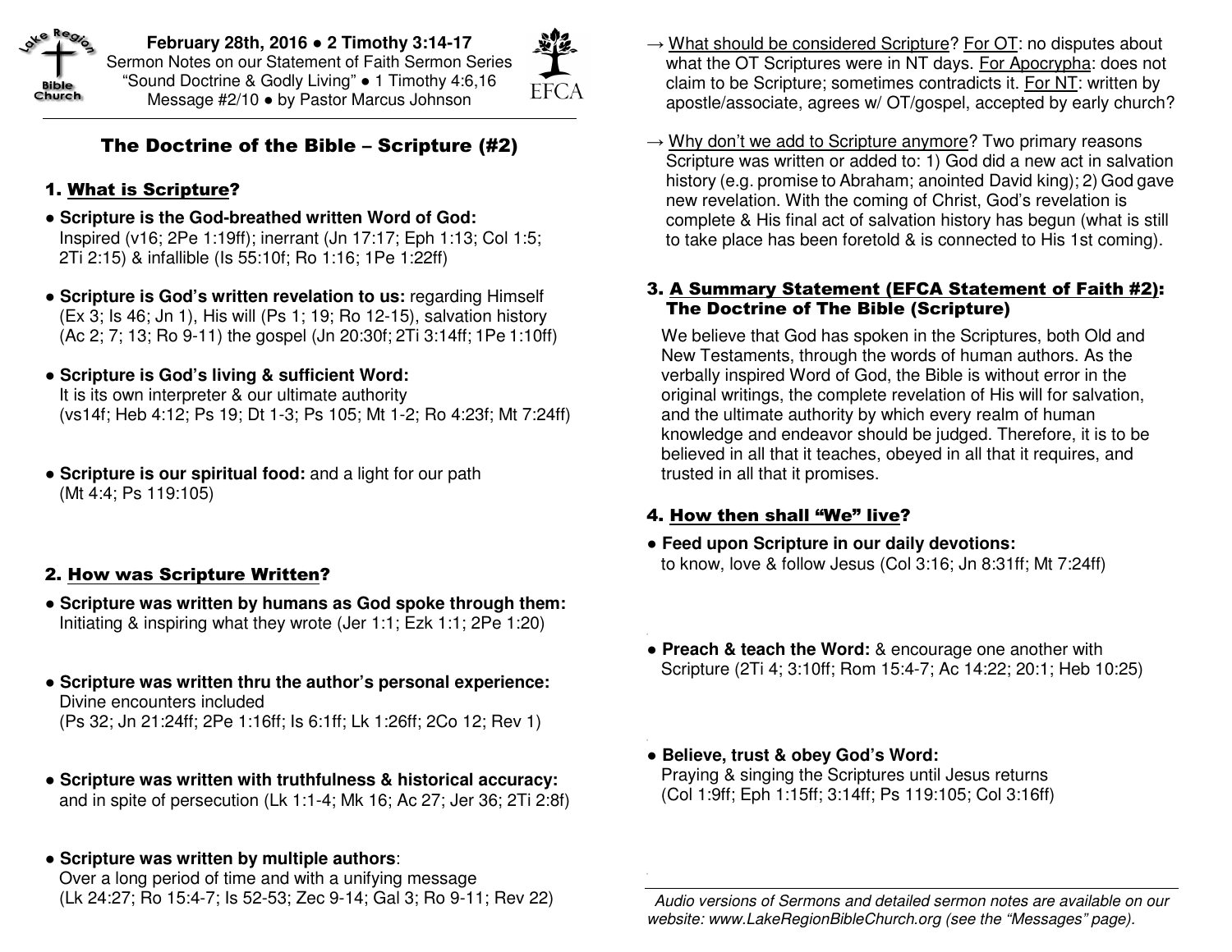**February 28th, 2016 ● 2 Timothy 3:14-17**
Sermon Notes on our Statement of Faith Sermon Series
"Sound Doctrine & Godly Living" ● 1 Timothy 4:6,16
Message #2/10 ● by Pastor Marcus Johnson

# The Doctrine of the Bible – Scripture (#2)

## 1. What is Scripture?

- **Scripture is the God-breathed written Word of God:** Inspired (v16; 2Pe 1:19ff); inerrant (Jn 17:17; Eph 1:13; Col 1:5; 2Ti 2:15) & infallible (Is 55:10f; Ro 1:16; 1Pe 1:22ff)

- **Scripture is God's written revelation to us:** regarding Himself (Ex 3; Is 46; Jn 1), His will (Ps 1; 19; Ro 12-15), salvation history (Ac 2; 7; 13; Ro 9-11) the gospel (Jn 20:30f; 2Ti 3:14ff; 1Pe 1:10ff)

- **Scripture is God's living & sufficient Word:** It is its own interpreter & our ultimate authority (vs14f; Heb 4:12; Ps 19; Dt 1-3; Ps 105; Mt 1-2; Ro 4:23f; Mt 7:24ff)

- **Scripture is our spiritual food:** and a light for our path (Mt 4:4; Ps 119:105)

## 2. How was Scripture Written?

- **Scripture was written by humans as God spoke through them:** Initiating & inspiring what they wrote (Jer 1:1; Ezk 1:1; 2Pe 1:20)

- **Scripture was written thru the author's personal experience:** Divine encounters included (Ps 32; Jn 21:24ff; 2Pe 1:16ff; Is 6:1ff; Lk 1:26ff; 2Co 12; Rev 1)

- **Scripture was written with truthfulness & historical accuracy:** and in spite of persecution (Lk 1:1-4; Mk 16; Ac 27; Jer 36; 2Ti 2:8f)

- **Scripture was written by multiple authors**: Over a long period of time and with a unifying message (Lk 24:27; Ro 15:4-7; Is 52-53; Zec 9-14; Gal 3; Ro 9-11; Rev 22)

→ What should be considered Scripture? For OT: no disputes about what the OT Scriptures were in NT days. For Apocrypha: does not claim to be Scripture; sometimes contradicts it. For NT: written by apostle/associate, agrees w/ OT/gospel, accepted by early church?

→ Why don't we add to Scripture anymore? Two primary reasons Scripture was written or added to: 1) God did a new act in salvation history (e.g. promise to Abraham; anointed David king); 2) God gave new revelation. With the coming of Christ, God's revelation is complete & His final act of salvation history has begun (what is still to take place has been foretold & is connected to His 1st coming).

## 3. A Summary Statement (EFCA Statement of Faith #2): The Doctrine of The Bible (Scripture)

We believe that God has spoken in the Scriptures, both Old and New Testaments, through the words of human authors. As the verbally inspired Word of God, the Bible is without error in the original writings, the complete revelation of His will for salvation, and the ultimate authority by which every realm of human knowledge and endeavor should be judged. Therefore, it is to be believed in all that it teaches, obeyed in all that it requires, and trusted in all that it promises.

## 4. How then shall "We" live?

- **Feed upon Scripture in our daily devotions:** to know, love & follow Jesus (Col 3:16; Jn 8:31ff; Mt 7:24ff)

- **Preach & teach the Word:** & encourage one another with Scripture (2Ti 4; 3:10ff; Rom 15:4-7; Ac 14:22; 20:1; Heb 10:25)

- **Believe, trust & obey God's Word:** Praying & singing the Scriptures until Jesus returns (Col 1:9ff; Eph 1:15ff; 3:14ff; Ps 119:105; Col 3:16ff)

*Audio versions of Sermons and detailed sermon notes are available on our website: www.LakeRegionBibleChurch.org (see the "Messages" page).*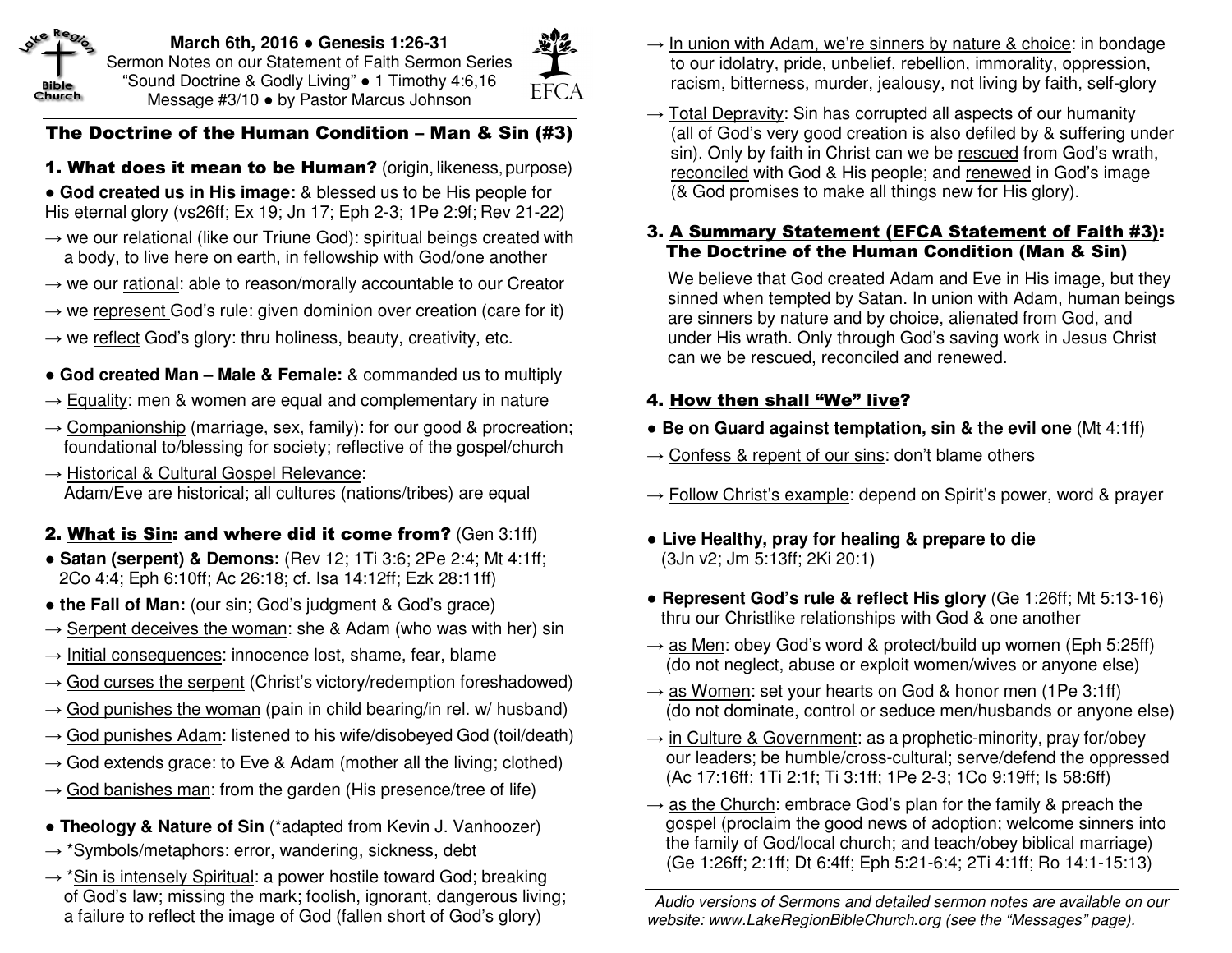**March 6th, 2016 • Genesis 1:26-31**
Sermon Notes on our Statement of Faith Sermon Series
"Sound Doctrine & Godly Living" • 1 Timothy 4:6,16
Message #3/10 • by Pastor Marcus Johnson

# The Doctrine of the Human Condition – Man & Sin (#3)

## 1. What does it mean to be Human? (origin, likeness, purpose)

**• God created us in His image:** & blessed us to be His people for His eternal glory (vs26ff; Ex 19; Jn 17; Eph 2-3; 1Pe 2:9f; Rev 21-22)

→ we our relational (like our Triune God): spiritual beings created with a body, to live here on earth, in fellowship with God/one another

→ we our rational: able to reason/morally accountable to our Creator

→ we represent God's rule: given dominion over creation (care for it)

→ we reflect God's glory: thru holiness, beauty, creativity, etc.

**• God created Man – Male & Female:** & commanded us to multiply

→ Equality: men & women are equal and complementary in nature

→ Companionship (marriage, sex, family): for our good & procreation; foundational to/blessing for society; reflective of the gospel/church

→ Historical & Cultural Gospel Relevance: Adam/Eve are historical; all cultures (nations/tribes) are equal

## 2. What is Sin: and where did it come from? (Gen 3:1ff)

**• Satan (serpent) & Demons:** (Rev 12; 1Ti 3:6; 2Pe 2:4; Mt 4:1ff; 2Co 4:4; Eph 6:10ff; Ac 26:18; cf. Isa 14:12ff; Ezk 28:11ff)

**• the Fall of Man:** (our sin; God's judgment & God's grace)

→ Serpent deceives the woman: she & Adam (who was with her) sin

→ Initial consequences: innocence lost, shame, fear, blame

→ God curses the serpent (Christ's victory/redemption foreshadowed)

→ God punishes the woman (pain in child bearing/in rel. w/ husband)

→ God punishes Adam: listened to his wife/disobeyed God (toil/death)

→ God extends grace: to Eve & Adam (mother all the living; clothed)

→ God banishes man: from the garden (His presence/tree of life)

**• Theology & Nature of Sin** (*adapted from Kevin J. Vanhoozer)

→ *Symbols/metaphors: error, wandering, sickness, debt

→ *Sin is intensely Spiritual: a power hostile toward God; breaking of God's law; missing the mark; foolish, ignorant, dangerous living; a failure to reflect the image of God (fallen short of God's glory)

→ In union with Adam, we're sinners by nature & choice: in bondage to our idolatry, pride, unbelief, rebellion, immorality, oppression, racism, bitterness, murder, jealousy, not living by faith, self-glory

→ Total Depravity: Sin has corrupted all aspects of our humanity (all of God's very good creation is also defiled by & suffering under sin). Only by faith in Christ can we be rescued from God's wrath, reconciled with God & His people; and renewed in God's image (& God promises to make all things new for His glory).

## 3. A Summary Statement (EFCA Statement of Faith #3): The Doctrine of the Human Condition (Man & Sin)

We believe that God created Adam and Eve in His image, but they sinned when tempted by Satan. In union with Adam, human beings are sinners by nature and by choice, alienated from God, and under His wrath. Only through God's saving work in Jesus Christ can we be rescued, reconciled and renewed.

## 4. How then shall "We" live?

**• Be on Guard against temptation, sin & the evil one** (Mt 4:1ff)

→ Confess & repent of our sins: don't blame others

→ Follow Christ's example: depend on Spirit's power, word & prayer

**• Live Healthy, pray for healing & prepare to die** (3Jn v2; Jm 5:13ff; 2Ki 20:1)

**• Represent God's rule & reflect His glory** (Ge 1:26ff; Mt 5:13-16) thru our Christlike relationships with God & one another

→ as Men: obey God's word & protect/build up women (Eph 5:25ff) (do not neglect, abuse or exploit women/wives or anyone else)

→ as Women: set your hearts on God & honor men (1Pe 3:1ff) (do not dominate, control or seduce men/husbands or anyone else)

→ in Culture & Government: as a prophetic-minority, pray for/obey our leaders; be humble/cross-cultural; serve/defend the oppressed (Ac 17:16ff; 1Ti 2:1f; Ti 3:1ff; 1Pe 2-3; 1Co 9:19ff; Is 58:6ff)

→ as the Church: embrace God's plan for the family & preach the gospel (proclaim the good news of adoption; welcome sinners into the family of God/local church; and teach/obey biblical marriage) (Ge 1:26ff; 2:1ff; Dt 6:4ff; Eph 5:21-6:4; 2Ti 4:1ff; Ro 14:1-15:13)

*Audio versions of Sermons and detailed sermon notes are available on our website: www.LakeRegionBibleChurch.org (see the "Messages" page).*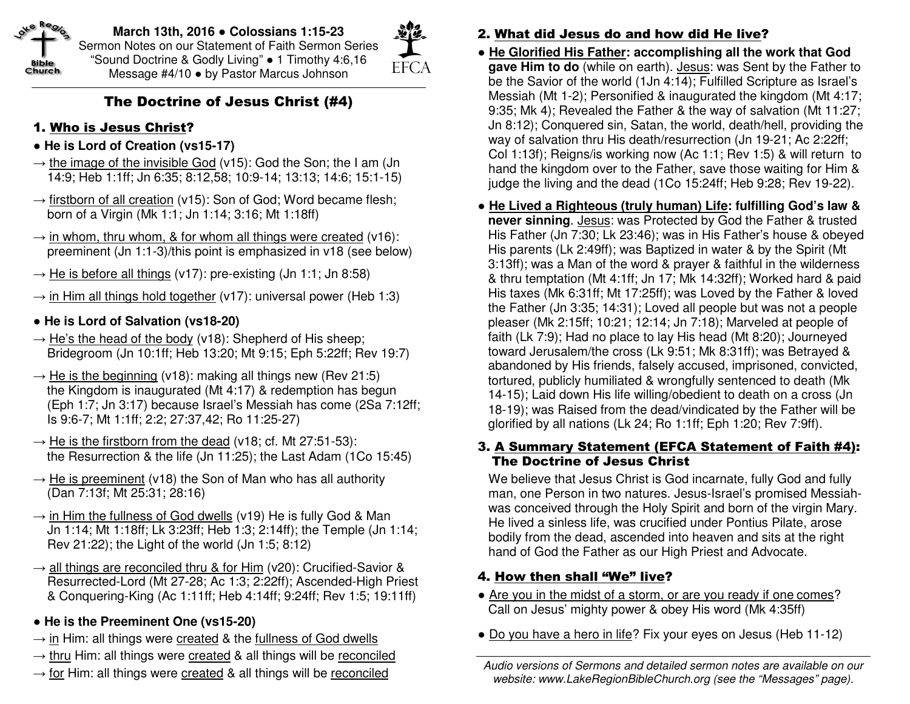**March 13th, 2016 ● Colossians 1:15-23**
Sermon Notes on our Statement of Faith Sermon Series
"Sound Doctrine & Godly Living" ● 1 Timothy 4:6,16
Message #4/10 ● by Pastor Marcus Johnson

# The Doctrine of Jesus Christ (#4)

## 1. Who is Jesus Christ?

**● He is Lord of Creation (vs15-17)**

→ the image of the invisible God (v15): God the Son; the I am (Jn 14:9; Heb 1:1ff; Jn 6:35; 8:12,58; 10:9-14; 13:13; 14:6; 15:1-15)

→ firstborn of all creation (v15): Son of God; Word became flesh; born of a Virgin (Mk 1:1; Jn 1:14; 3:16; Mt 1:18ff)

→ in whom, thru whom, & for whom all things were created (v16): preeminent (Jn 1:1-3)/this point is emphasized in v18 (see below)

→ He is before all things (v17): pre-existing (Jn 1:1; Jn 8:58)

→ in Him all things hold together (v17): universal power (Heb 1:3)

**● He is Lord of Salvation (vs18-20)**

→ He's the head of the body (v18): Shepherd of His sheep; Bridegroom (Jn 10:1ff; Heb 13:20; Mt 9:15; Eph 5:22ff; Rev 19:7)

→ He is the beginning (v18): making all things new (Rev 21:5) the Kingdom is inaugurated (Mt 4:17) & redemption has begun (Eph 1:7; Jn 3:17) because Israel's Messiah has come (2Sa 7:12ff; Is 9:6-7; Mt 1:1ff; 2:2; 27:37,42; Ro 11:25-27)

→ He is the firstborn from the dead (v18; cf. Mt 27:51-53): the Resurrection & the life (Jn 11:25); the Last Adam (1Co 15:45)

→ He is preeminent (v18) the Son of Man who has all authority (Dan 7:13f; Mt 25:31; 28:16)

→ in Him the fullness of God dwells (v19) He is fully God & Man Jn 1:14; Mt 1:18ff; Lk 3:23ff; Heb 1:3; 2:14ff); the Temple (Jn 1:14; Rev 21:22); the Light of the world (Jn 1:5; 8:12)

→ all things are reconciled thru & for Him (v20): Crucified-Savior & Resurrected-Lord (Mt 27-28; Ac 1:3; 2:22ff); Ascended-High Priest & Conquering-King (Ac 1:11ff; Heb 4:14ff; 9:24ff; Rev 1:5; 19:11ff)

**● He is the Preeminent One (vs15-20)**

→ in Him: all things were created & the fullness of God dwells

→ thru Him: all things were created & all things will be reconciled

→ for Him: all things were created & all things will be reconciled

## 2. What did Jesus do and how did He live?

● **He Glorified His Father: accomplishing all the work that God gave Him to do** (while on earth). Jesus: was Sent by the Father to be the Savior of the world (1Jn 4:14); Fulfilled Scripture as Israel's Messiah (Mt 1-2); Personified & inaugurated the kingdom (Mt 4:17; 9:35; Mk 4); Revealed the Father & the way of salvation (Mt 11:27; Jn 8:12); Conquered sin, Satan, the world, death/hell, providing the way of salvation thru His death/resurrection (Jn 19-21; Ac 2:22ff; Col 1:13f); Reigns/is working now (Ac 1:1; Rev 1:5) & will return to hand the kingdom over to the Father, save those waiting for Him & judge the living and the dead (1Co 15:24ff; Heb 9:28; Rev 19-22).

● **He Lived a Righteous (truly human) Life: fulfilling God's law & never sinning**. Jesus: was Protected by God the Father & trusted His Father (Jn 7:30; Lk 23:46); was in His Father's house & obeyed His parents (Lk 2:49ff); was Baptized in water & by the Spirit (Mt 3:13ff); was a Man of the word & prayer & faithful in the wilderness & thru temptation (Mt 4:1ff; Jn 17; Mk 14:32ff); Worked hard & paid His taxes (Mk 6:31ff; Mt 17:25ff); was Loved by the Father & loved the Father (Jn 3:35; 14:31); Loved all people but was not a people pleaser (Mk 2:15ff; 10:21; 12:14; Jn 7:18); Marveled at people of faith (Lk 7:9); Had no place to lay His head (Mt 8:20); Journeyed toward Jerusalem/the cross (Lk 9:51; Mk 8:31ff); was Betrayed & abandoned by His friends, falsely accused, imprisoned, convicted, tortured, publicly humiliated & wrongfully sentenced to death (Mk 14-15); Laid down His life willing/obedient to death on a cross (Jn 18-19); was Raised from the dead/vindicated by the Father will be glorified by all nations (Lk 24; Ro 1:1ff; Eph 1:20; Rev 7:9ff).

## 3. A Summary Statement (EFCA Statement of Faith #4): The Doctrine of Jesus Christ

We believe that Jesus Christ is God incarnate, fully God and fully man, one Person in two natures. Jesus-Israel's promised Messiah-was conceived through the Holy Spirit and born of the virgin Mary. He lived a sinless life, was crucified under Pontius Pilate, arose bodily from the dead, ascended into heaven and sits at the right hand of God the Father as our High Priest and Advocate.

## 4. How then shall "We" live?

● Are you in the midst of a storm, or are you ready if one comes? Call on Jesus' mighty power & obey His word (Mk 4:35ff)

● Do you have a hero in life? Fix your eyes on Jesus (Heb 11-12)

*Audio versions of Sermons and detailed sermon notes are available on our website: www.LakeRegionBibleChurch.org (see the "Messages" page).*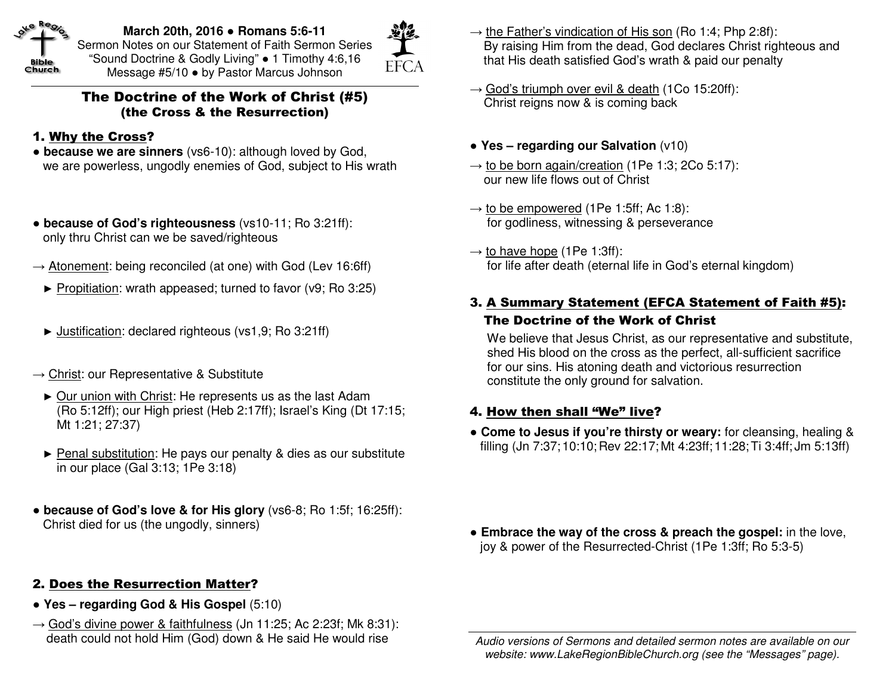**March 20th, 2016 • Romans 5:6-11**
Sermon Notes on our Statement of Faith Sermon Series
"Sound Doctrine & Godly Living" • 1 Timothy 4:6,16
Message #5/10 • by Pastor Marcus Johnson

# The Doctrine of the Work of Christ (#5)
## (the Cross & the Resurrection)

### 1. Why the Cross?

- **because we are sinners** (vs6-10): although loved by God, we are powerless, ungodly enemies of God, subject to His wrath

- **because of God's righteousness** (vs10-11; Ro 3:21ff): only thru Christ can we be saved/righteous

→ Atonement: being reconciled (at one) with God (Lev 16:6ff)

► Propitiation: wrath appeased; turned to favor (v9; Ro 3:25)

► Justification: declared righteous (vs1,9; Ro 3:21ff)

→ Christ: our Representative & Substitute

► Our union with Christ: He represents us as the last Adam (Ro 5:12ff); our High priest (Heb 2:17ff); Israel's King (Dt 17:15; Mt 1:21; 27:37)

► Penal substitution: He pays our penalty & dies as our substitute in our place (Gal 3:13; 1Pe 3:18)

- **because of God's love & for His glory** (vs6-8; Ro 1:5f; 16:25ff): Christ died for us (the ungodly, sinners)

### 2. Does the Resurrection Matter?

- **Yes – regarding God & His Gospel** (5:10)

→ God's divine power & faithfulness (Jn 11:25; Ac 2:23f; Mk 8:31): death could not hold Him (God) down & He said He would rise

→ the Father's vindication of His son (Ro 1:4; Php 2:8f): By raising Him from the dead, God declares Christ righteous and that His death satisfied God's wrath & paid our penalty

→ God's triumph over evil & death (1Co 15:20ff): Christ reigns now & is coming back

- **Yes – regarding our Salvation** (v10)

→ to be born again/creation (1Pe 1:3; 2Co 5:17): our new life flows out of Christ

→ to be empowered (1Pe 1:5ff; Ac 1:8): for godliness, witnessing & perseverance

→ to have hope (1Pe 1:3ff): for life after death (eternal life in God's eternal kingdom)

### 3. A Summary Statement (EFCA Statement of Faith #5): The Doctrine of the Work of Christ

We believe that Jesus Christ, as our representative and substitute, shed His blood on the cross as the perfect, all-sufficient sacrifice for our sins. His atoning death and victorious resurrection constitute the only ground for salvation.

### 4. How then shall "We" live?

- **Come to Jesus if you're thirsty or weary:** for cleansing, healing & filling (Jn 7:37; 10:10; Rev 22:17; Mt 4:23ff; 11:28; Ti 3:4ff; Jm 5:13ff)

- **Embrace the way of the cross & preach the gospel:** in the love, joy & power of the Resurrected-Christ (1Pe 1:3ff; Ro 5:3-5)

*Audio versions of Sermons and detailed sermon notes are available on our website: www.LakeRegionBibleChurch.org (see the "Messages" page).*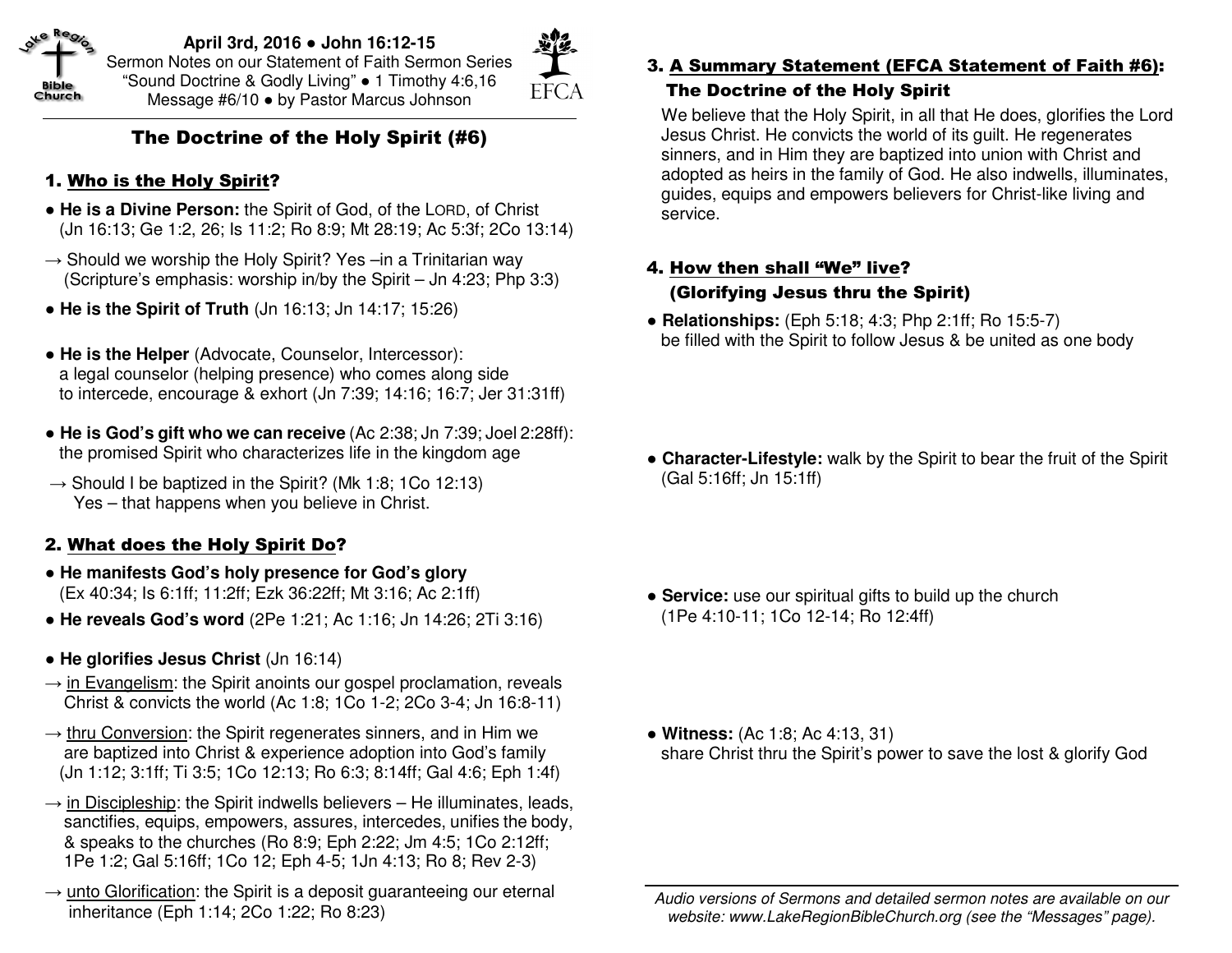**April 3rd, 2016 ● John 16:12-15**
Sermon Notes on our Statement of Faith Sermon Series
"Sound Doctrine & Godly Living" ● 1 Timothy 4:6,16
Message #6/10 ● by Pastor Marcus Johnson

# The Doctrine of the Holy Spirit (#6)

## 1. Who is the Holy Spirit?

- **He is a Divine Person:** the Spirit of God, of the LORD, of Christ (Jn 16:13; Ge 1:2, 26; Is 11:2; Ro 8:9; Mt 28:19; Ac 5:3f; 2Co 13:14)

→ Should we worship the Holy Spirit? Yes –in a Trinitarian way (Scripture's emphasis: worship in/by the Spirit – Jn 4:23; Php 3:3)

- **He is the Spirit of Truth** (Jn 16:13; Jn 14:17; 15:26)

- **He is the Helper** (Advocate, Counselor, Intercessor): a legal counselor (helping presence) who comes along side to intercede, encourage & exhort (Jn 7:39; 14:16; 16:7; Jer 31:31ff)

- **He is God's gift who we can receive** (Ac 2:38; Jn 7:39; Joel 2:28ff): the promised Spirit who characterizes life in the kingdom age

→ Should I be baptized in the Spirit? (Mk 1:8; 1Co 12:13) Yes – that happens when you believe in Christ.

## 2. What does the Holy Spirit Do?

- **He manifests God's holy presence for God's glory** (Ex 40:34; Is 6:1ff; 11:2ff; Ezk 36:22ff; Mt 3:16; Ac 2:1ff)
- **He reveals God's word** (2Pe 1:21; Ac 1:16; Jn 14:26; 2Ti 3:16)
- **He glorifies Jesus Christ** (Jn 16:14)

→ in Evangelism: the Spirit anoints our gospel proclamation, reveals Christ & convicts the world (Ac 1:8; 1Co 1-2; 2Co 3-4; Jn 16:8-11)

→ thru Conversion: the Spirit regenerates sinners, and in Him we are baptized into Christ & experience adoption into God's family (Jn 1:12; 3:1ff; Ti 3:5; 1Co 12:13; Ro 6:3; 8:14ff; Gal 4:6; Eph 1:4f)

→ in Discipleship: the Spirit indwells believers – He illuminates, leads, sanctifies, equips, empowers, assures, intercedes, unifies the body, & speaks to the churches (Ro 8:9; Eph 2:22; Jm 4:5; 1Co 2:12ff; 1Pe 1:2; Gal 5:16ff; 1Co 12; Eph 4-5; 1Jn 4:13; Ro 8; Rev 2-3)

→ unto Glorification: the Spirit is a deposit guaranteeing our eternal inheritance (Eph 1:14; 2Co 1:22; Ro 8:23)

## 3. A Summary Statement (EFCA Statement of Faith #6): The Doctrine of the Holy Spirit

We believe that the Holy Spirit, in all that He does, glorifies the Lord Jesus Christ. He convicts the world of its guilt. He regenerates sinners, and in Him they are baptized into union with Christ and adopted as heirs in the family of God. He also indwells, illuminates, guides, equips and empowers believers for Christ-like living and service.

## 4. How then shall "We" live? (Glorifying Jesus thru the Spirit)

- **Relationships:** (Eph 5:18; 4:3; Php 2:1ff; Ro 15:5-7) be filled with the Spirit to follow Jesus & be united as one body

- **Character-Lifestyle:** walk by the Spirit to bear the fruit of the Spirit (Gal 5:16ff; Jn 15:1ff)

- **Service:** use our spiritual gifts to build up the church (1Pe 4:10-11; 1Co 12-14; Ro 12:4ff)

- **Witness:** (Ac 1:8; Ac 4:13, 31) share Christ thru the Spirit's power to save the lost & glorify God

*Audio versions of Sermons and detailed sermon notes are available on our website: www.LakeRegionBibleChurch.org (see the "Messages" page).*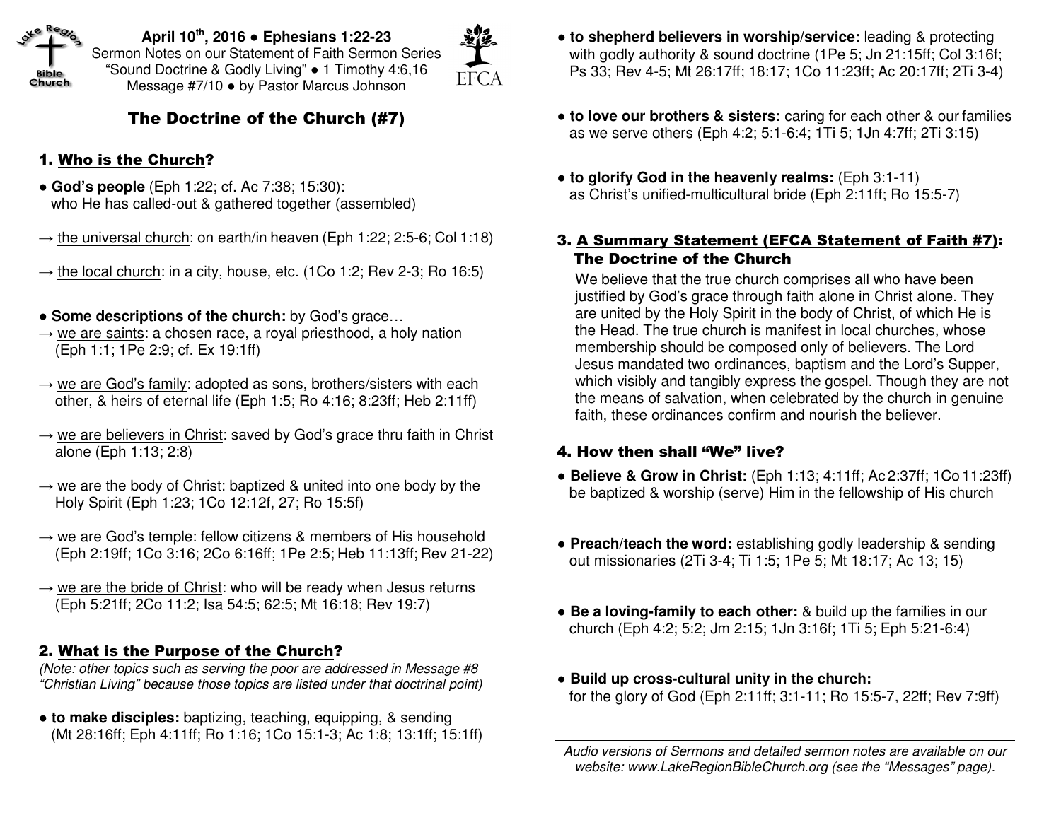**April 10th, 2016 • Ephesians 1:22-23**
Sermon Notes on our Statement of Faith Sermon Series
"Sound Doctrine & Godly Living" • 1 Timothy 4:6,16
Message #7/10 • by Pastor Marcus Johnson

# The Doctrine of the Church (#7)

## 1. Who is the Church?

- **God's people** (Eph 1:22; cf. Ac 7:38; 15:30): who He has called-out & gathered together (assembled)

→ the universal church: on earth/in heaven (Eph 1:22; 2:5-6; Col 1:18)

→ the local church: in a city, house, etc. (1Co 1:2; Rev 2-3; Ro 16:5)

- **Some descriptions of the church:** by God's grace…

→ we are saints: a chosen race, a royal priesthood, a holy nation (Eph 1:1; 1Pe 2:9; cf. Ex 19:1ff)

→ we are God's family: adopted as sons, brothers/sisters with each other, & heirs of eternal life (Eph 1:5; Ro 4:16; 8:23ff; Heb 2:11ff)

→ we are believers in Christ: saved by God's grace thru faith in Christ alone (Eph 1:13; 2:8)

→ we are the body of Christ: baptized & united into one body by the Holy Spirit (Eph 1:23; 1Co 12:12f, 27; Ro 15:5f)

→ we are God's temple: fellow citizens & members of His household (Eph 2:19ff; 1Co 3:16; 2Co 6:16ff; 1Pe 2:5; Heb 11:13ff; Rev 21-22)

→ we are the bride of Christ: who will be ready when Jesus returns (Eph 5:21ff; 2Co 11:2; Isa 54:5; 62:5; Mt 16:18; Rev 19:7)

## 2. What is the Purpose of the Church?

*(Note: other topics such as serving the poor are addressed in Message #8 "Christian Living" because those topics are listed under that doctrinal point)*

- **to make disciples:** baptizing, teaching, equipping, & sending (Mt 28:16ff; Eph 4:11ff; Ro 1:16; 1Co 15:1-3; Ac 1:8; 13:1ff; 15:1ff)

- **to shepherd believers in worship/service:** leading & protecting with godly authority & sound doctrine (1Pe 5; Jn 21:15ff; Col 3:16f; Ps 33; Rev 4-5; Mt 26:17ff; 18:17; 1Co 11:23ff; Ac 20:17ff; 2Ti 3-4)

- **to love our brothers & sisters:** caring for each other & our families as we serve others (Eph 4:2; 5:1-6:4; 1Ti 5; 1Jn 4:7ff; 2Ti 3:15)

- **to glorify God in the heavenly realms:** (Eph 3:1-11) as Christ's unified-multicultural bride (Eph 2:11ff; Ro 15:5-7)

## 3. A Summary Statement (EFCA Statement of Faith #7): The Doctrine of the Church

We believe that the true church comprises all who have been justified by God's grace through faith alone in Christ alone. They are united by the Holy Spirit in the body of Christ, of which He is the Head. The true church is manifest in local churches, whose membership should be composed only of believers. The Lord Jesus mandated two ordinances, baptism and the Lord's Supper, which visibly and tangibly express the gospel. Though they are not the means of salvation, when celebrated by the church in genuine faith, these ordinances confirm and nourish the believer.

## 4. How then shall "We" live?

- **Believe & Grow in Christ:** (Eph 1:13; 4:11ff; Ac 2:37ff; 1Co 11:23ff) be baptized & worship (serve) Him in the fellowship of His church

- **Preach/teach the word:** establishing godly leadership & sending out missionaries (2Ti 3-4; Ti 1:5; 1Pe 5; Mt 18:17; Ac 13; 15)

- **Be a loving-family to each other:** & build up the families in our church (Eph 4:2; 5:2; Jm 2:15; 1Jn 3:16f; 1Ti 5; Eph 5:21-6:4)

- **Build up cross-cultural unity in the church:** for the glory of God (Eph 2:11ff; 3:1-11; Ro 15:5-7, 22ff; Rev 7:9ff)

*Audio versions of Sermons and detailed sermon notes are available on our website: www.LakeRegionBibleChurch.org (see the "Messages" page).*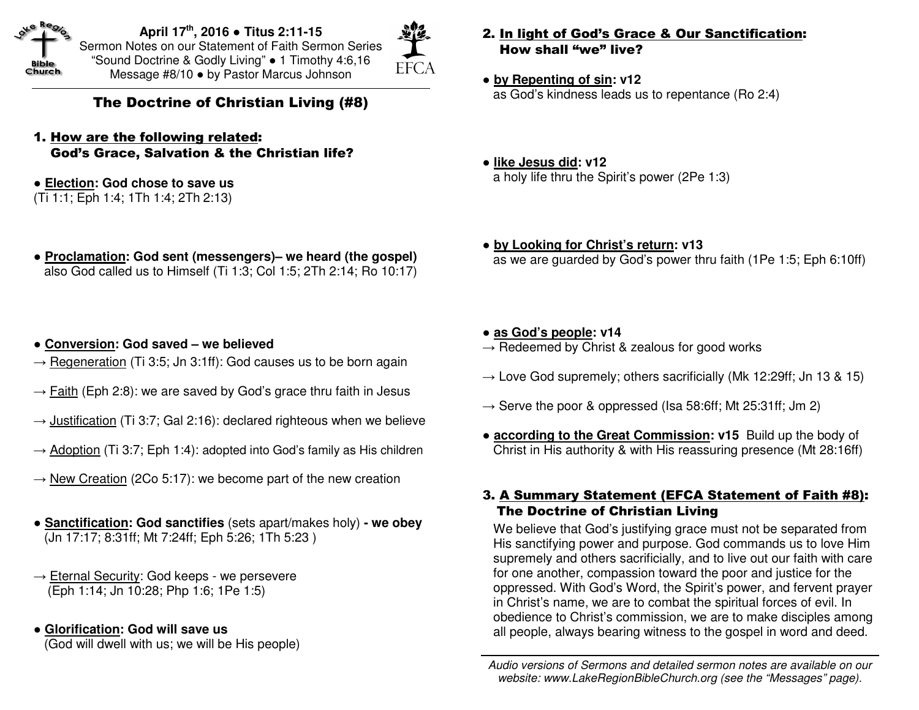**April 17th, 2016 • Titus 2:11-15**
Sermon Notes on our Statement of Faith Sermon Series
"Sound Doctrine & Godly Living" • 1 Timothy 4:6,16
Message #8/10 • by Pastor Marcus Johnson

## The Doctrine of Christian Living (#8)

### 1. How are the following related: God's Grace, Salvation & the Christian life?

• **Election: God chose to save us**
(Ti 1:1; Eph 1:4; 1Th 1:4; 2Th 2:13)

• **Proclamation: God sent (messengers)– we heard (the gospel)**
also God called us to Himself (Ti 1:3; Col 1:5; 2Th 2:14; Ro 10:17)

• **Conversion: God saved – we believed**

→ Regeneration (Ti 3:5; Jn 3:1ff): God causes us to be born again

→ Faith (Eph 2:8): we are saved by God's grace thru faith in Jesus

→ Justification (Ti 3:7; Gal 2:16): declared righteous when we believe

→ Adoption (Ti 3:7; Eph 1:4): adopted into God's family as His children

→ New Creation (2Co 5:17): we become part of the new creation

• **Sanctification: God sanctifies** (sets apart/makes holy) **- we obey**
(Jn 17:17; 8:31ff; Mt 7:24ff; Eph 5:26; 1Th 5:23 )

→ Eternal Security: God keeps - we persevere
(Eph 1:14; Jn 10:28; Php 1:6; 1Pe 1:5)

• **Glorification: God will save us**
(God will dwell with us; we will be His people)

### 2. In light of God's Grace & Our Sanctification: How shall "we" live?

• **by Repenting of sin: v12**
as God's kindness leads us to repentance (Ro 2:4)

• **like Jesus did: v12**
a holy life thru the Spirit's power (2Pe 1:3)

• **by Looking for Christ's return: v13**
as we are guarded by God's power thru faith (1Pe 1:5; Eph 6:10ff)

• **as God's people: v14**

→ Redeemed by Christ & zealous for good works

→ Love God supremely; others sacrificially (Mk 12:29ff; Jn 13 & 15)

→ Serve the poor & oppressed (Isa 58:6ff; Mt 25:31ff; Jm 2)

• **according to the Great Commission: v15** Build up the body of Christ in His authority & with His reassuring presence (Mt 28:16ff)

### 3. A Summary Statement (EFCA Statement of Faith #8): The Doctrine of Christian Living

We believe that God's justifying grace must not be separated from His sanctifying power and purpose. God commands us to love Him supremely and others sacrificially, and to live out our faith with care for one another, compassion toward the poor and justice for the oppressed. With God's Word, the Spirit's power, and fervent prayer in Christ's name, we are to combat the spiritual forces of evil. In obedience to Christ's commission, we are to make disciples among all people, always bearing witness to the gospel in word and deed.

---

*Audio versions of Sermons and detailed sermon notes are available on our website: www.LakeRegionBibleChurch.org (see the "Messages" page).*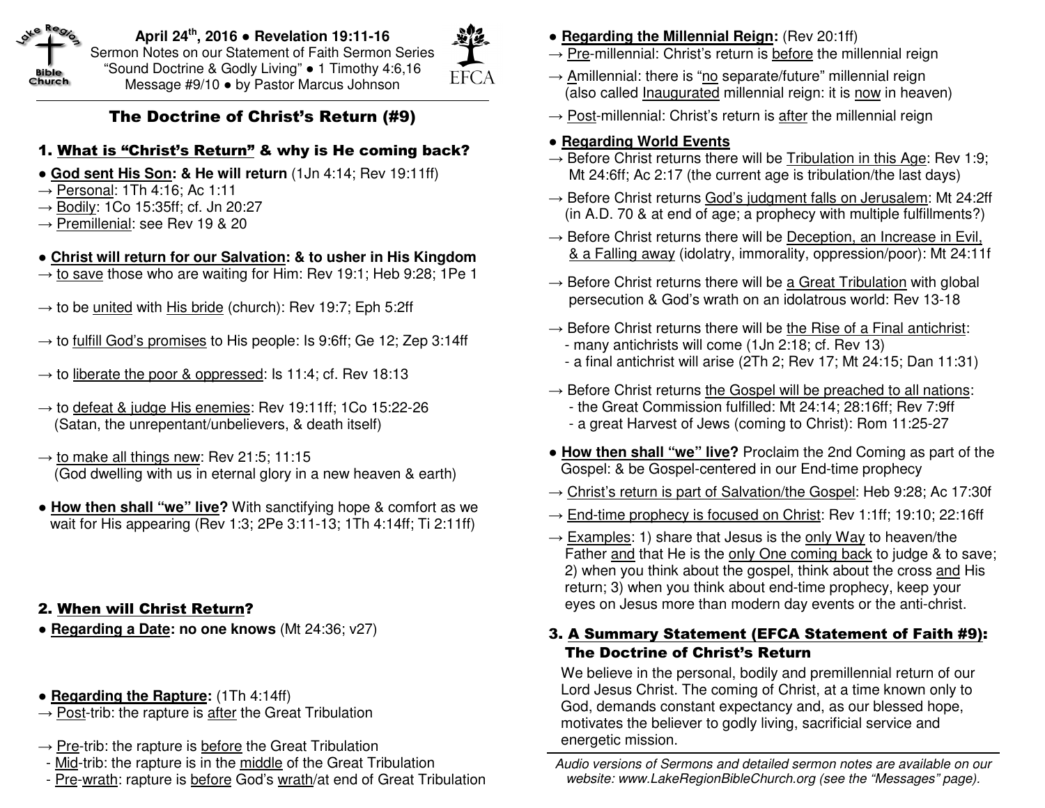**April 24th, 2016 ● Revelation 19:11-16**
Sermon Notes on our Statement of Faith Sermon Series
"Sound Doctrine & Godly Living" ● 1 Timothy 4:6,16
Message #9/10 ● by Pastor Marcus Johnson

# The Doctrine of Christ's Return (#9)

## 1. What is "Christ's Return" & why is He coming back?

● **God sent His Son: & He will return** (1Jn 4:14; Rev 19:11ff)
→ Personal: 1Th 4:16; Ac 1:11
→ Bodily: 1Co 15:35ff; cf. Jn 20:27
→ Premillenial: see Rev 19 & 20

● **Christ will return for our Salvation: & to usher in His Kingdom**
→ to save those who are waiting for Him: Rev 19:1; Heb 9:28; 1Pe 1

→ to be united with His bride (church): Rev 19:7; Eph 5:2ff

→ to fulfill God's promises to His people: Is 9:6ff; Ge 12; Zep 3:14ff

→ to liberate the poor & oppressed: Is 11:4; cf. Rev 18:13

→ to defeat & judge His enemies: Rev 19:11ff; 1Co 15:22-26
(Satan, the unrepentant/unbelievers, & death itself)

→ to make all things new: Rev 21:5; 11:15
(God dwelling with us in eternal glory in a new heaven & earth)

● **How then shall "we" live?** With sanctifying hope & comfort as we wait for His appearing (Rev 1:3; 2Pe 3:11-13; 1Th 4:14ff; Ti 2:11ff)

## 2. When will Christ Return?

● **Regarding a Date: no one knows** (Mt 24:36; v27)

● **Regarding the Rapture:** (1Th 4:14ff)
→ Post-trib: the rapture is after the Great Tribulation

→ Pre-trib: the rapture is before the Great Tribulation
- Mid-trib: the rapture is in the middle of the Great Tribulation
- Pre-wrath: rapture is before God's wrath/at end of Great Tribulation

● **Regarding the Millennial Reign:** (Rev 20:1ff)
→ Pre-millennial: Christ's return is before the millennial reign
→ Amillennial: there is "no separate/future" millennial reign (also called Inaugurated millennial reign: it is now in heaven)
→ Post-millennial: Christ's return is after the millennial reign

● **Regarding World Events**
→ Before Christ returns there will be Tribulation in this Age: Rev 1:9; Mt 24:6ff; Ac 2:17 (the current age is tribulation/the last days)

→ Before Christ returns God's judgment falls on Jerusalem: Mt 24:2ff (in A.D. 70 & at end of age; a prophecy with multiple fulfillments?)

→ Before Christ returns there will be Deception, an Increase in Evil, & a Falling away (idolatry, immorality, oppression/poor): Mt 24:11f

→ Before Christ returns there will be a Great Tribulation with global persecution & God's wrath on an idolatrous world: Rev 13-18

→ Before Christ returns there will be the Rise of a Final antichrist:
- many antichrists will come (1Jn 2:18; cf. Rev 13)
- a final antichrist will arise (2Th 2; Rev 17; Mt 24:15; Dan 11:31)

→ Before Christ returns the Gospel will be preached to all nations:
- the Great Commission fulfilled: Mt 24:14; 28:16ff; Rev 7:9ff
- a great Harvest of Jews (coming to Christ): Rom 11:25-27

● **How then shall "we" live?** Proclaim the 2nd Coming as part of the Gospel: & be Gospel-centered in our End-time prophecy
→ Christ's return is part of Salvation/the Gospel: Heb 9:28; Ac 17:30f
→ End-time prophecy is focused on Christ: Rev 1:1ff; 19:10; 22:16ff
→ Examples: 1) share that Jesus is the only Way to heaven/the Father and that He is the only One coming back to judge & to save; 2) when you think about the gospel, think about the cross and His return; 3) when you think about end-time prophecy, keep your eyes on Jesus more than modern day events or the anti-christ.

## 3. A Summary Statement (EFCA Statement of Faith #9): The Doctrine of Christ's Return

We believe in the personal, bodily and premillennial return of our Lord Jesus Christ. The coming of Christ, at a time known only to God, demands constant expectancy and, as our blessed hope, motivates the believer to godly living, sacrificial service and energetic mission.

*Audio versions of Sermons and detailed sermon notes are available on our website: www.LakeRegionBibleChurch.org (see the "Messages" page).*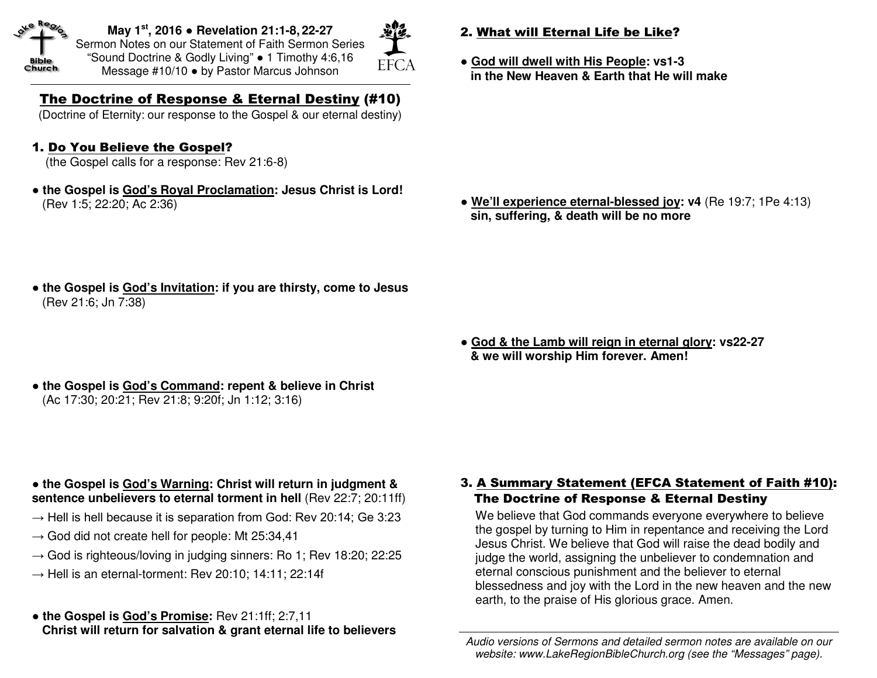**May 1st, 2016 • Revelation 21:1-8, 22-27**
Sermon Notes on our Statement of Faith Sermon Series
"Sound Doctrine & Godly Living" • 1 Timothy 4:6,16
Message #10/10 • by Pastor Marcus Johnson

## The Doctrine of Response & Eternal Destiny (#10)

(Doctrine of Eternity: our response to the Gospel & our eternal destiny)

### 1. Do You Believe the Gospel?

(the Gospel calls for a response: Rev 21:6-8)

- **the Gospel is God's Royal Proclamation: Jesus Christ is Lord!** (Rev 1:5; 22:20; Ac 2:36)

- **the Gospel is God's Invitation: if you are thirsty, come to Jesus** (Rev 21:6; Jn 7:38)

- **the Gospel is God's Command: repent & believe in Christ** (Ac 17:30; 20:21; Rev 21:8; 9:20f; Jn 1:12; 3:16)

- **the Gospel is God's Warning: Christ will return in judgment & sentence unbelievers to eternal torment in hell** (Rev 22:7; 20:11ff)
  - → Hell is hell because it is separation from God: Rev 20:14; Ge 3:23
  - → God did not create hell for people: Mt 25:34,41
  - → God is righteous/loving in judging sinners: Ro 1; Rev 18:20; 22:25
  - → Hell is an eternal-torment: Rev 20:10; 14:11; 22:14f

- **the Gospel is God's Promise:** Rev 21:1ff; 2:7,11
  **Christ will return for salvation & grant eternal life to believers**

### 2. What will Eternal Life be Like?

- **God will dwell with His People: vs1-3**
  **in the New Heaven & Earth that He will make**

- **We'll experience eternal-blessed joy: v4** (Re 19:7; 1Pe 4:13)
  **sin, suffering, & death will be no more**

- **God & the Lamb will reign in eternal glory: vs22-27**
  **& we will worship Him forever. Amen!**

### 3. A Summary Statement (EFCA Statement of Faith #10): The Doctrine of Response & Eternal Destiny

We believe that God commands everyone everywhere to believe the gospel by turning to Him in repentance and receiving the Lord Jesus Christ. We believe that God will raise the dead bodily and judge the world, assigning the unbeliever to condemnation and eternal conscious punishment and the believer to eternal blessedness and joy with the Lord in the new heaven and the new earth, to the praise of His glorious grace. Amen.

*Audio versions of Sermons and detailed sermon notes are available on our website: www.LakeRegionBibleChurch.org (see the "Messages" page).*